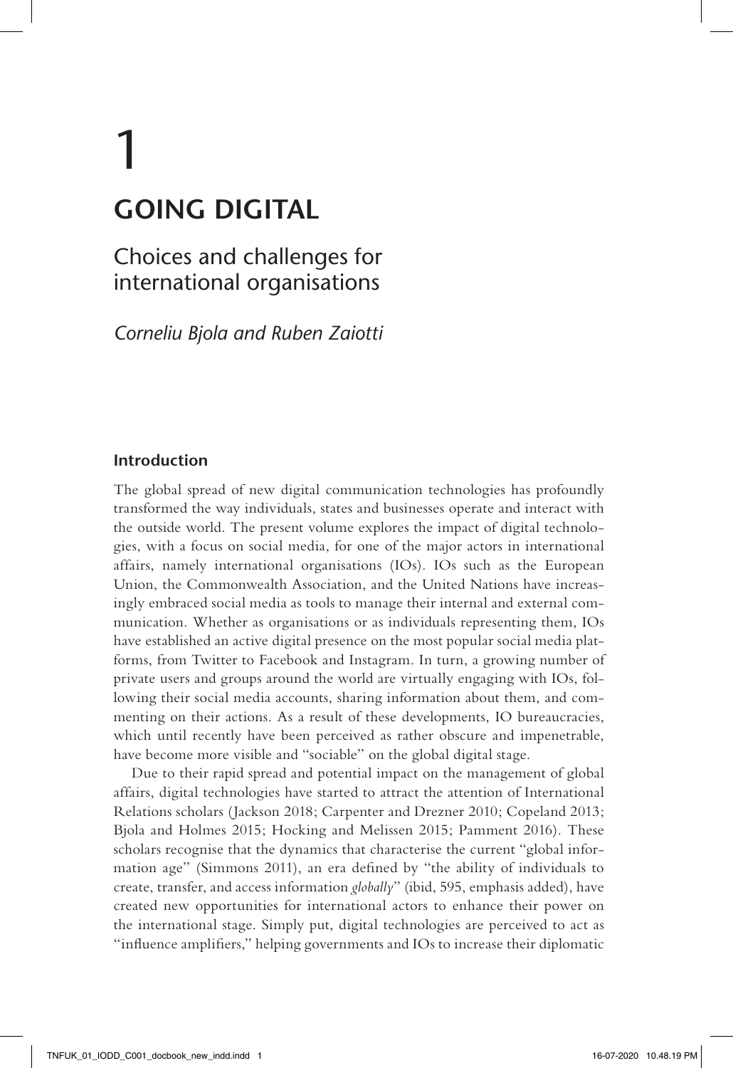# 1

# GOING DIGITAL

## Choices and challenges for international organisations

*Corneliu Bjola and Ruben Zaiotti*

### Introduction

The global spread of new digital communication technologies has profoundly transformed the way individuals, states and businesses operate and interact with the outside world. The present volume explores the impact of digital technologies, with a focus on social media, for one of the major actors in international affairs, namely international organisations (IOs). IOs such as the European Union, the Commonwealth Association, and the United Nations have increasingly embraced social media as tools to manage their internal and external communication. Whether as organisations or as individuals representing them, IOs have established an active digital presence on the most popular social media platforms, from Twitter to Facebook and Instagram. In turn, a growing number of private users and groups around the world are virtually engaging with IOs, following their social media accounts, sharing information about them, and commenting on their actions. As a result of these developments, IO bureaucracies, which until recently have been perceived as rather obscure and impenetrable, have become more visible and "sociable" on the global digital stage.

Due to their rapid spread and potential impact on the management of global affairs, digital technologies have started to attract the attention of International Relations scholars (Jackson 2018; Carpenter and Drezner 2010; Copeland 2013; Bjola and Holmes 2015; Hocking and Melissen 2015; Pamment 2016). These scholars recognise that the dynamics that characterise the current "global information age" (Simmons 2011), an era defined by "the ability of individuals to create, transfer, and access information *globally*" (ibid, 595, emphasis added), have created new opportunities for international actors to enhance their power on the international stage. Simply put, digital technologies are perceived to act as "influence amplifiers," helping governments and IOs to increase their diplomatic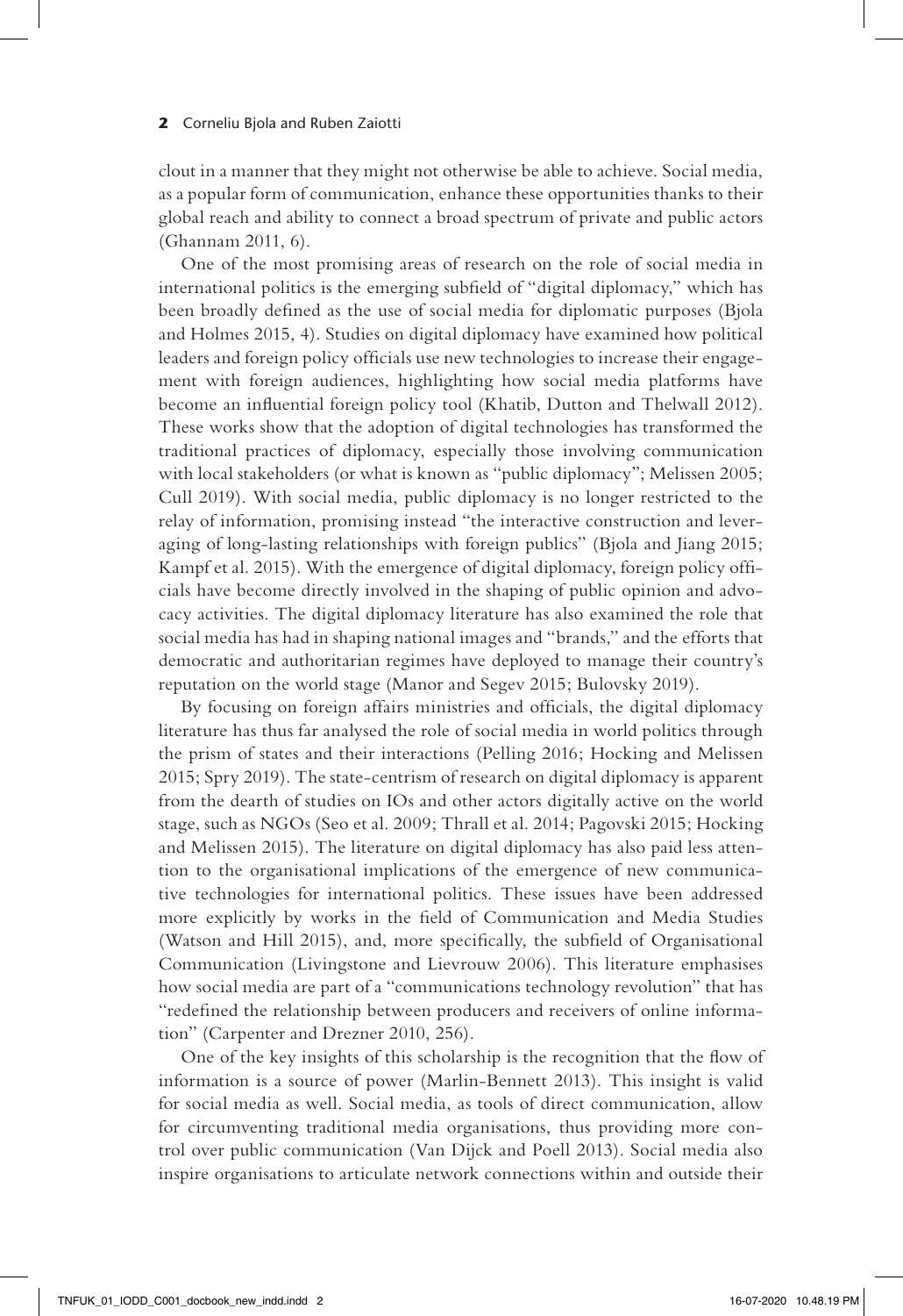clout in a manner that they might not otherwise be able to achieve. Social media, as a popular form of communication, enhance these opportunities thanks to their global reach and ability to connect a broad spectrum of private and public actors (Ghannam 2011, 6).

One of the most promising areas of research on the role of social media in international politics is the emerging subfield of "digital diplomacy," which has been broadly defined as the use of social media for diplomatic purposes (Bjola and Holmes 2015, 4). Studies on digital diplomacy have examined how political leaders and foreign policy officials use new technologies to increase their engagement with foreign audiences, highlighting how social media platforms have become an influential foreign policy tool (Khatib, Dutton and Thelwall 2012). These works show that the adoption of digital technologies has transformed the traditional practices of diplomacy, especially those involving communication with local stakeholders (or what is known as "public diplomacy"; Melissen 2005; Cull 2019). With social media, public diplomacy is no longer restricted to the relay of information, promising instead "the interactive construction and leveraging of long-lasting relationships with foreign publics" (Bjola and Jiang 2015; Kampf et al. 2015). With the emergence of digital diplomacy, foreign policy officials have become directly involved in the shaping of public opinion and advocacy activities. The digital diplomacy literature has also examined the role that social media has had in shaping national images and "brands," and the efforts that democratic and authoritarian regimes have deployed to manage their country's reputation on the world stage (Manor and Segev 2015; Bulovsky 2019).

By focusing on foreign affairs ministries and officials, the digital diplomacy literature has thus far analysed the role of social media in world politics through the prism of states and their interactions (Pelling 2016; Hocking and Melissen 2015; Spry 2019). The state-centrism of research on digital diplomacy is apparent from the dearth of studies on IOs and other actors digitally active on the world stage, such as NGOs (Seo et al. 2009; Thrall et al. 2014; Pagovski 2015; Hocking and Melissen 2015). The literature on digital diplomacy has also paid less attention to the organisational implications of the emergence of new communicative technologies for international politics. These issues have been addressed more explicitly by works in the field of Communication and Media Studies (Watson and Hill 2015), and, more specifically, the subfield of Organisational Communication (Livingstone and Lievrouw 2006). This literature emphasises how social media are part of a "communications technology revolution" that has "redefined the relationship between producers and receivers of online information" (Carpenter and Drezner 2010, 256).

One of the key insights of this scholarship is the recognition that the flow of information is a source of power (Marlin-Bennett 2013). This insight is valid for social media as well. Social media, as tools of direct communication, allow for circumventing traditional media organisations, thus providing more control over public communication (Van Dijck and Poell 2013). Social media also inspire organisations to articulate network connections within and outside their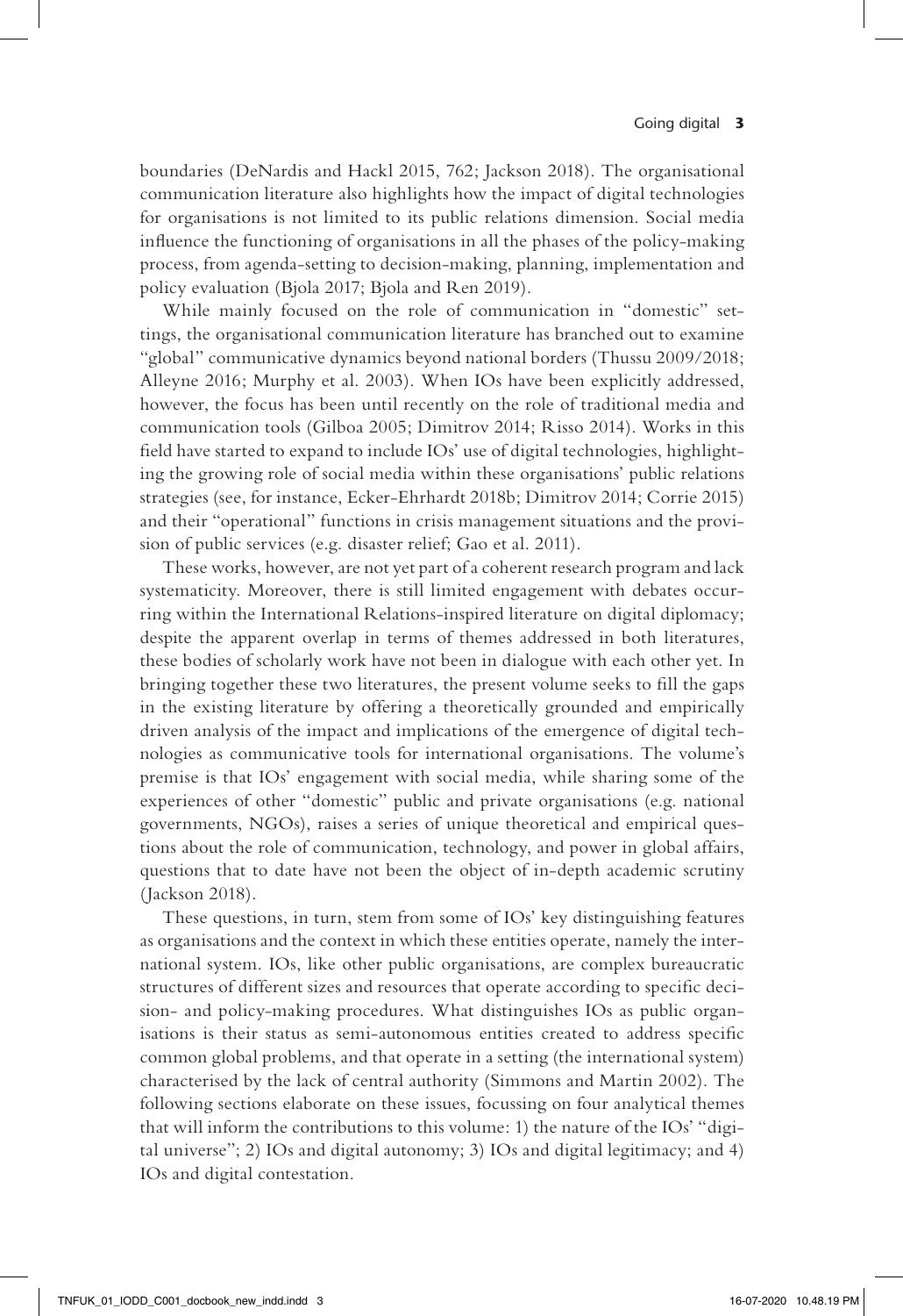boundaries (DeNardis and Hackl 2015, 762; Jackson 2018). The organisational communication literature also highlights how the impact of digital technologies for organisations is not limited to its public relations dimension. Social media influence the functioning of organisations in all the phases of the policy-making process, from agenda-setting to decision-making, planning, implementation and policy evaluation (Bjola 2017; Bjola and Ren 2019).

While mainly focused on the role of communication in "domestic" settings, the organisational communication literature has branched out to examine "global" communicative dynamics beyond national borders (Thussu 2009/2018; Alleyne 2016; Murphy et al. 2003). When IOs have been explicitly addressed, however, the focus has been until recently on the role of traditional media and communication tools (Gilboa 2005; Dimitrov 2014; Risso 2014). Works in this field have started to expand to include IOs' use of digital technologies, highlighting the growing role of social media within these organisations' public relations strategies (see, for instance, Ecker-Ehrhardt 2018b; Dimitrov 2014; Corrie 2015) and their "operational" functions in crisis management situations and the provision of public services (e.g. disaster relief; Gao et al. 2011).

These works, however, are not yet part of a coherent research program and lack systematicity. Moreover, there is still limited engagement with debates occurring within the International Relations-inspired literature on digital diplomacy; despite the apparent overlap in terms of themes addressed in both literatures, these bodies of scholarly work have not been in dialogue with each other yet. In bringing together these two literatures, the present volume seeks to fill the gaps in the existing literature by offering a theoretically grounded and empirically driven analysis of the impact and implications of the emergence of digital technologies as communicative tools for international organisations. The volume's premise is that IOs' engagement with social media, while sharing some of the experiences of other "domestic" public and private organisations (e.g. national governments, NGOs), raises a series of unique theoretical and empirical questions about the role of communication, technology, and power in global affairs, questions that to date have not been the object of in-depth academic scrutiny (Jackson 2018).

These questions, in turn, stem from some of IOs' key distinguishing features as organisations and the context in which these entities operate, namely the international system. IOs, like other public organisations, are complex bureaucratic structures of different sizes and resources that operate according to specific decision- and policy-making procedures. What distinguishes IOs as public organisations is their status as semi-autonomous entities created to address specific common global problems, and that operate in a setting (the international system) characterised by the lack of central authority (Simmons and Martin 2002). The following sections elaborate on these issues, focussing on four analytical themes that will inform the contributions to this volume: 1) the nature of the IOs' "digital universe"; 2) IOs and digital autonomy; 3) IOs and digital legitimacy; and 4) IOs and digital contestation.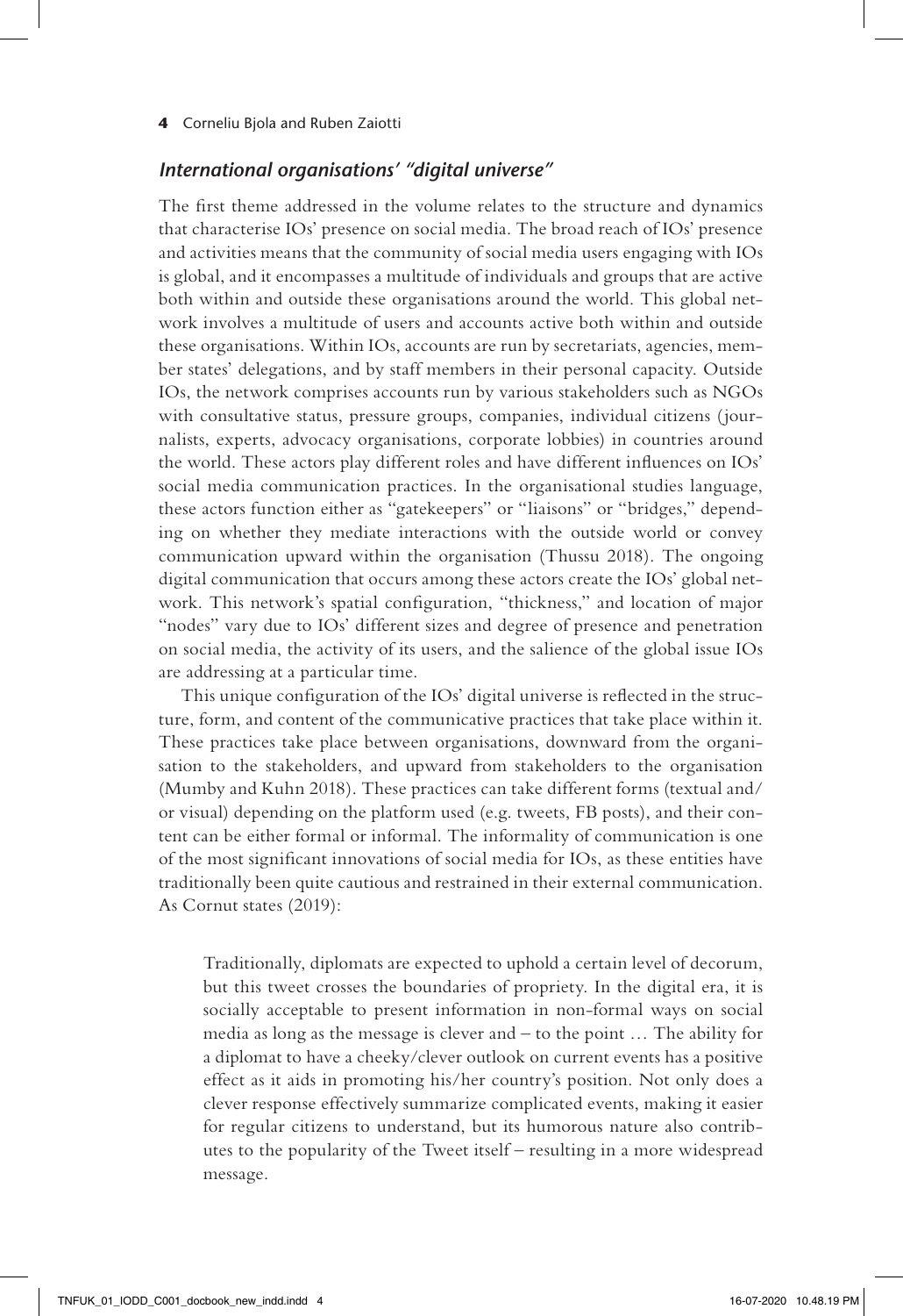## *International organisations' "digital universe"*

The first theme addressed in the volume relates to the structure and dynamics that characterise IOs' presence on social media. The broad reach of IOs' presence and activities means that the community of social media users engaging with IOs is global, and it encompasses a multitude of individuals and groups that are active both within and outside these organisations around the world. This global network involves a multitude of users and accounts active both within and outside these organisations. Within IOs, accounts are run by secretariats, agencies, member states' delegations, and by staff members in their personal capacity. Outside IOs, the network comprises accounts run by various stakeholders such as NGOs with consultative status, pressure groups, companies, individual citizens (journalists, experts, advocacy organisations, corporate lobbies) in countries around the world. These actors play different roles and have different influences on IOs' social media communication practices. In the organisational studies language, these actors function either as "gatekeepers" or "liaisons" or "bridges," depending on whether they mediate interactions with the outside world or convey communication upward within the organisation (Thussu 2018). The ongoing digital communication that occurs among these actors create the IOs' global network. This network's spatial configuration, "thickness," and location of major "nodes" vary due to IOs' different sizes and degree of presence and penetration on social media, the activity of its users, and the salience of the global issue IOs are addressing at a particular time.

This unique configuration of the IOs' digital universe is reflected in the structure, form, and content of the communicative practices that take place within it. These practices take place between organisations, downward from the organisation to the stakeholders, and upward from stakeholders to the organisation (Mumby and Kuhn 2018). These practices can take different forms (textual and/or visual) depending on the platform used (e.g. tweets, FB posts), and their content can be either formal or informal. The informality of communication is one of the most significant innovations of social media for IOs, as these entities have traditionally been quite cautious and restrained in their external communication. As Cornut states (2019):

> Traditionally, diplomats are expected to uphold a certain level of decorum, but this tweet crosses the boundaries of propriety. In the digital era, it is socially acceptable to present information in non-formal ways on social media as long as the message is clever and – to the point … The ability for a diplomat to have a cheeky/clever outlook on current events has a positive effect as it aids in promoting his/her country's position. Not only does a clever response effectively summarize complicated events, making it easier for regular citizens to understand, but its humorous nature also contributes to the popularity of the Tweet itself – resulting in a more widespread message.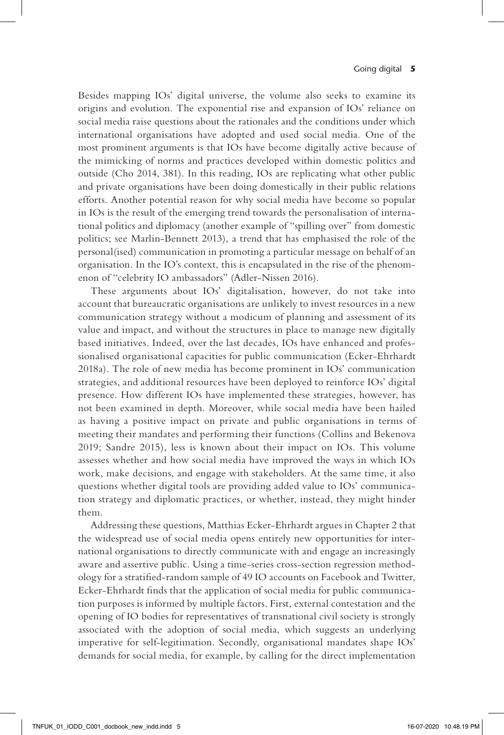Besides mapping IOs' digital universe, the volume also seeks to examine its origins and evolution. The exponential rise and expansion of IOs' reliance on social media raise questions about the rationales and the conditions under which international organisations have adopted and used social media. One of the most prominent arguments is that IOs have become digitally active because of the mimicking of norms and practices developed within domestic politics and outside (Cho 2014, 381). In this reading, IOs are replicating what other public and private organisations have been doing domestically in their public relations efforts. Another potential reason for why social media have become so popular in IOs is the result of the emerging trend towards the personalisation of international politics and diplomacy (another example of "spilling over" from domestic politics; see Marlin-Bennett 2013), a trend that has emphasised the role of the personal(ised) communication in promoting a particular message on behalf of an organisation. In the IO's context, this is encapsulated in the rise of the phenomenon of "celebrity IO ambassadors" (Adler-Nissen 2016).

These arguments about IOs' digitalisation, however, do not take into account that bureaucratic organisations are unlikely to invest resources in a new communication strategy without a modicum of planning and assessment of its value and impact, and without the structures in place to manage new digitally based initiatives. Indeed, over the last decades, IOs have enhanced and professionalised organisational capacities for public communication (Ecker-Ehrhardt 2018a). The role of new media has become prominent in IOs' communication strategies, and additional resources have been deployed to reinforce IOs' digital presence. How different IOs have implemented these strategies, however, has not been examined in depth. Moreover, while social media have been hailed as having a positive impact on private and public organisations in terms of meeting their mandates and performing their functions (Collins and Bekenova 2019; Sandre 2015), less is known about their impact on IOs. This volume assesses whether and how social media have improved the ways in which IOs work, make decisions, and engage with stakeholders. At the same time, it also questions whether digital tools are providing added value to IOs' communication strategy and diplomatic practices, or whether, instead, they might hinder them.

Addressing these questions, Matthias Ecker-Ehrhardt argues in Chapter 2 that the widespread use of social media opens entirely new opportunities for international organisations to directly communicate with and engage an increasingly aware and assertive public. Using a time-series cross-section regression methodology for a stratified-random sample of 49 IO accounts on Facebook and Twitter, Ecker-Ehrhardt finds that the application of social media for public communication purposes is informed by multiple factors. First, external contestation and the opening of IO bodies for representatives of transnational civil society is strongly associated with the adoption of social media, which suggests an underlying imperative for self-legitimation. Secondly, organisational mandates shape IOs' demands for social media, for example, by calling for the direct implementation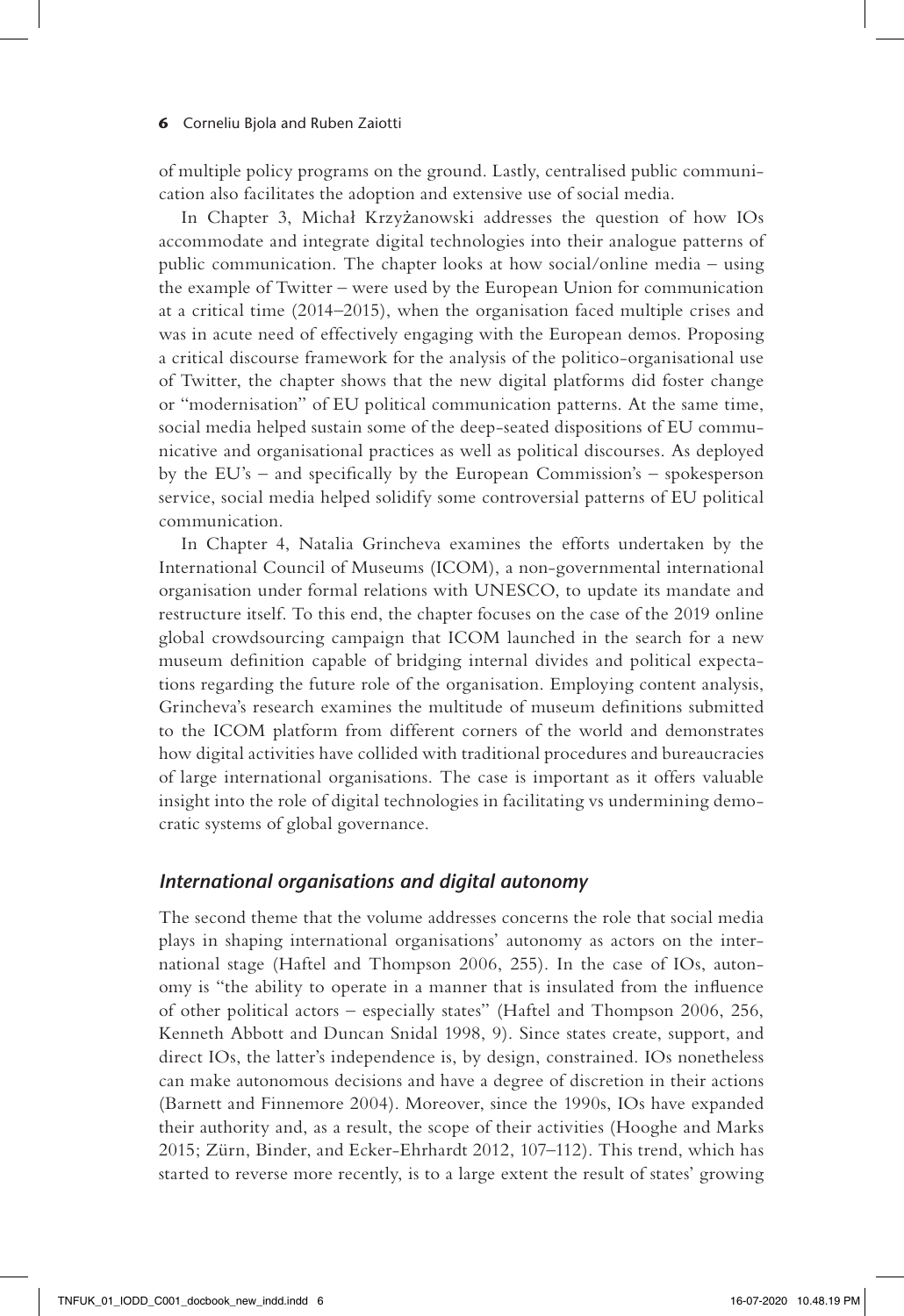of multiple policy programs on the ground. Lastly, centralised public communication also facilitates the adoption and extensive use of social media.

In Chapter 3, Michał Krzyżanowski addresses the question of how IOs accommodate and integrate digital technologies into their analogue patterns of public communication. The chapter looks at how social/online media – using the example of Twitter – were used by the European Union for communication at a critical time (2014–2015), when the organisation faced multiple crises and was in acute need of effectively engaging with the European demos. Proposing a critical discourse framework for the analysis of the politico-organisational use of Twitter, the chapter shows that the new digital platforms did foster change or "modernisation" of EU political communication patterns. At the same time, social media helped sustain some of the deep-seated dispositions of EU communicative and organisational practices as well as political discourses. As deployed by the EU's – and specifically by the European Commission's – spokesperson service, social media helped solidify some controversial patterns of EU political communication.

In Chapter 4, Natalia Grincheva examines the efforts undertaken by the International Council of Museums (ICOM), a non-governmental international organisation under formal relations with UNESCO, to update its mandate and restructure itself. To this end, the chapter focuses on the case of the 2019 online global crowdsourcing campaign that ICOM launched in the search for a new museum definition capable of bridging internal divides and political expectations regarding the future role of the organisation. Employing content analysis, Grincheva's research examines the multitude of museum definitions submitted to the ICOM platform from different corners of the world and demonstrates how digital activities have collided with traditional procedures and bureaucracies of large international organisations. The case is important as it offers valuable insight into the role of digital technologies in facilitating vs undermining democratic systems of global governance.

### *International organisations and digital autonomy*

The second theme that the volume addresses concerns the role that social media plays in shaping international organisations' autonomy as actors on the international stage (Haftel and Thompson 2006, 255). In the case of IOs, autonomy is "the ability to operate in a manner that is insulated from the influence of other political actors – especially states" (Haftel and Thompson 2006, 256, Kenneth Abbott and Duncan Snidal 1998, 9). Since states create, support, and direct IOs, the latter's independence is, by design, constrained. IOs nonetheless can make autonomous decisions and have a degree of discretion in their actions (Barnett and Finnemore 2004). Moreover, since the 1990s, IOs have expanded their authority and, as a result, the scope of their activities (Hooghe and Marks 2015; Zürn, Binder, and Ecker-Ehrhardt 2012, 107–112). This trend, which has started to reverse more recently, is to a large extent the result of states' growing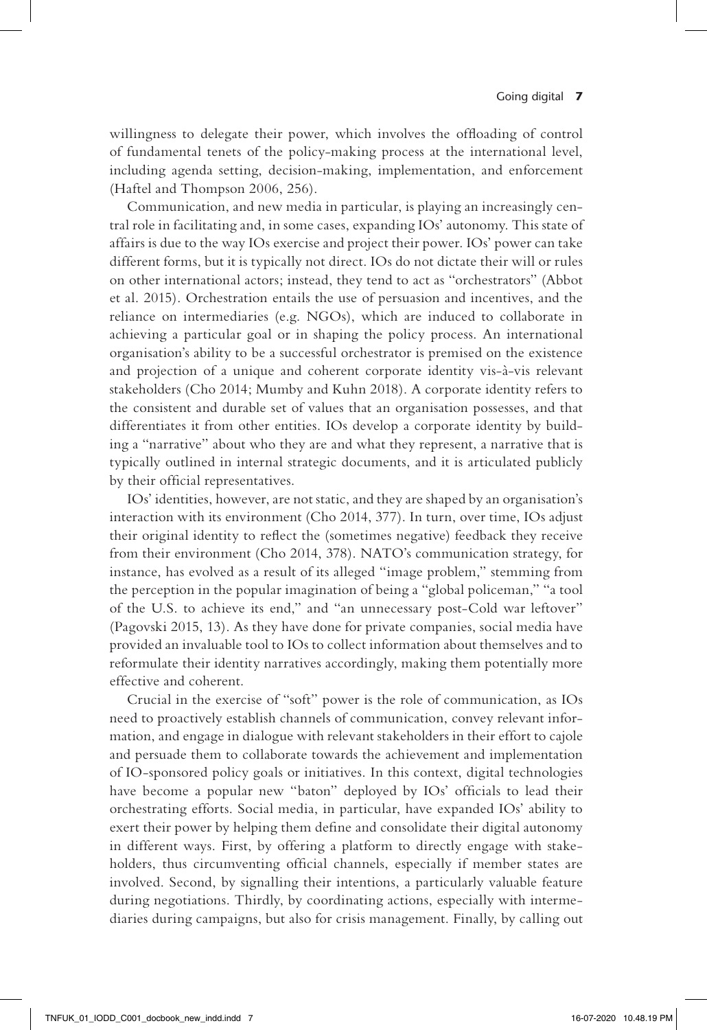willingness to delegate their power, which involves the offloading of control of fundamental tenets of the policy-making process at the international level, including agenda setting, decision-making, implementation, and enforcement (Haftel and Thompson 2006, 256).

Communication, and new media in particular, is playing an increasingly central role in facilitating and, in some cases, expanding IOs' autonomy. This state of affairs is due to the way IOs exercise and project their power. IOs' power can take different forms, but it is typically not direct. IOs do not dictate their will or rules on other international actors; instead, they tend to act as "orchestrators" (Abbot et al. 2015). Orchestration entails the use of persuasion and incentives, and the reliance on intermediaries (e.g. NGOs), which are induced to collaborate in achieving a particular goal or in shaping the policy process. An international organisation's ability to be a successful orchestrator is premised on the existence and projection of a unique and coherent corporate identity vis-à-vis relevant stakeholders (Cho 2014; Mumby and Kuhn 2018). A corporate identity refers to the consistent and durable set of values that an organisation possesses, and that differentiates it from other entities. IOs develop a corporate identity by building a "narrative" about who they are and what they represent, a narrative that is typically outlined in internal strategic documents, and it is articulated publicly by their official representatives.

IOs' identities, however, are not static, and they are shaped by an organisation's interaction with its environment (Cho 2014, 377). In turn, over time, IOs adjust their original identity to reflect the (sometimes negative) feedback they receive from their environment (Cho 2014, 378). NATO's communication strategy, for instance, has evolved as a result of its alleged "image problem," stemming from the perception in the popular imagination of being a "global policeman," "a tool of the U.S. to achieve its end," and "an unnecessary post-Cold war leftover" (Pagovski 2015, 13). As they have done for private companies, social media have provided an invaluable tool to IOs to collect information about themselves and to reformulate their identity narratives accordingly, making them potentially more effective and coherent.

Crucial in the exercise of "soft" power is the role of communication, as IOs need to proactively establish channels of communication, convey relevant information, and engage in dialogue with relevant stakeholders in their effort to cajole and persuade them to collaborate towards the achievement and implementation of IO-sponsored policy goals or initiatives. In this context, digital technologies have become a popular new "baton" deployed by IOs' officials to lead their orchestrating efforts. Social media, in particular, have expanded IOs' ability to exert their power by helping them define and consolidate their digital autonomy in different ways. First, by offering a platform to directly engage with stakeholders, thus circumventing official channels, especially if member states are involved. Second, by signalling their intentions, a particularly valuable feature during negotiations. Thirdly, by coordinating actions, especially with intermediaries during campaigns, but also for crisis management. Finally, by calling out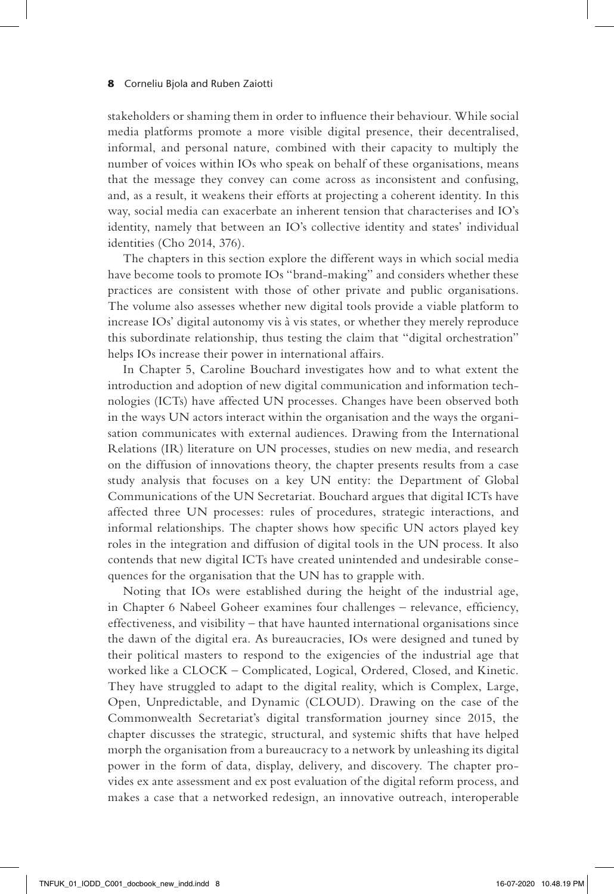stakeholders or shaming them in order to influence their behaviour. While social media platforms promote a more visible digital presence, their decentralised, informal, and personal nature, combined with their capacity to multiply the number of voices within IOs who speak on behalf of these organisations, means that the message they convey can come across as inconsistent and confusing, and, as a result, it weakens their efforts at projecting a coherent identity. In this way, social media can exacerbate an inherent tension that characterises and IO's identity, namely that between an IO's collective identity and states' individual identities (Cho 2014, 376).

The chapters in this section explore the different ways in which social media have become tools to promote IOs "brand-making" and considers whether these practices are consistent with those of other private and public organisations. The volume also assesses whether new digital tools provide a viable platform to increase IOs' digital autonomy vis à vis states, or whether they merely reproduce this subordinate relationship, thus testing the claim that "digital orchestration" helps IOs increase their power in international affairs.

In Chapter 5, Caroline Bouchard investigates how and to what extent the introduction and adoption of new digital communication and information technologies (ICTs) have affected UN processes. Changes have been observed both in the ways UN actors interact within the organisation and the ways the organisation communicates with external audiences. Drawing from the International Relations (IR) literature on UN processes, studies on new media, and research on the diffusion of innovations theory, the chapter presents results from a case study analysis that focuses on a key UN entity: the Department of Global Communications of the UN Secretariat. Bouchard argues that digital ICTs have affected three UN processes: rules of procedures, strategic interactions, and informal relationships. The chapter shows how specific UN actors played key roles in the integration and diffusion of digital tools in the UN process. It also contends that new digital ICTs have created unintended and undesirable consequences for the organisation that the UN has to grapple with.

Noting that IOs were established during the height of the industrial age, in Chapter 6 Nabeel Goheer examines four challenges – relevance, efficiency, effectiveness, and visibility – that have haunted international organisations since the dawn of the digital era. As bureaucracies, IOs were designed and tuned by their political masters to respond to the exigencies of the industrial age that worked like a CLOCK – Complicated, Logical, Ordered, Closed, and Kinetic. They have struggled to adapt to the digital reality, which is Complex, Large, Open, Unpredictable, and Dynamic (CLOUD). Drawing on the case of the Commonwealth Secretariat's digital transformation journey since 2015, the chapter discusses the strategic, structural, and systemic shifts that have helped morph the organisation from a bureaucracy to a network by unleashing its digital power in the form of data, display, delivery, and discovery. The chapter provides ex ante assessment and ex post evaluation of the digital reform process, and makes a case that a networked redesign, an innovative outreach, interoperable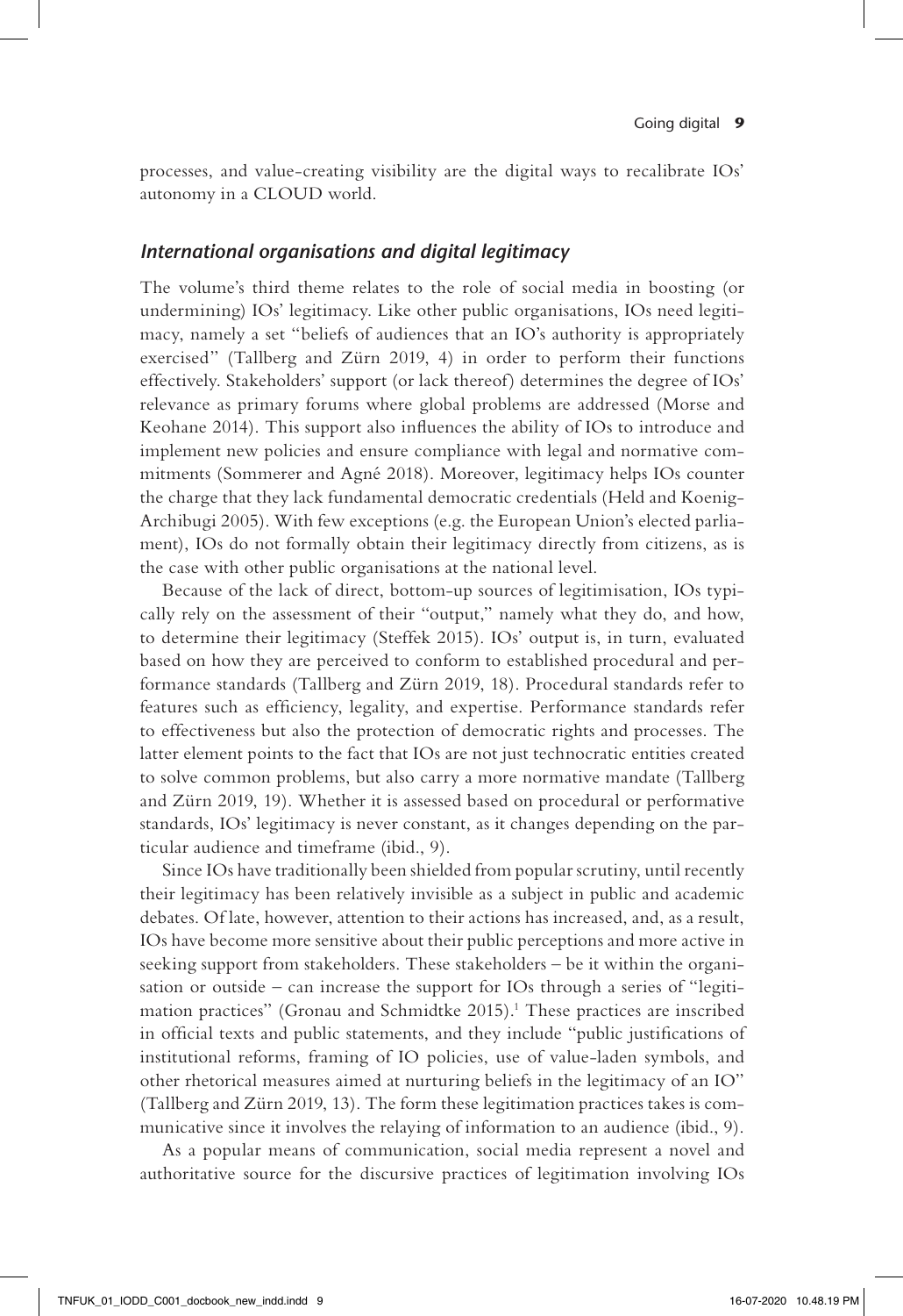processes, and value-creating visibility are the digital ways to recalibrate IOs' autonomy in a CLOUD world.

### *International organisations and digital legitimacy*

The volume's third theme relates to the role of social media in boosting (or undermining) IOs' legitimacy. Like other public organisations, IOs need legitimacy, namely a set "beliefs of audiences that an IO's authority is appropriately exercised" (Tallberg and Zürn 2019, 4) in order to perform their functions effectively. Stakeholders' support (or lack thereof) determines the degree of IOs' relevance as primary forums where global problems are addressed (Morse and Keohane 2014). This support also influences the ability of IOs to introduce and implement new policies and ensure compliance with legal and normative commitments (Sommerer and Agné 2018). Moreover, legitimacy helps IOs counter the charge that they lack fundamental democratic credentials (Held and Koenig-Archibugi 2005). With few exceptions (e.g. the European Union's elected parliament), IOs do not formally obtain their legitimacy directly from citizens, as is the case with other public organisations at the national level.

Because of the lack of direct, bottom-up sources of legitimisation, IOs typically rely on the assessment of their "output," namely what they do, and how, to determine their legitimacy (Steffek 2015). IOs' output is, in turn, evaluated based on how they are perceived to conform to established procedural and performance standards (Tallberg and Zürn 2019, 18). Procedural standards refer to features such as efficiency, legality, and expertise. Performance standards refer to effectiveness but also the protection of democratic rights and processes. The latter element points to the fact that IOs are not just technocratic entities created to solve common problems, but also carry a more normative mandate (Tallberg and Zürn 2019, 19). Whether it is assessed based on procedural or performative standards, IOs' legitimacy is never constant, as it changes depending on the particular audience and timeframe (ibid., 9).

Since IOs have traditionally been shielded from popular scrutiny, until recently their legitimacy has been relatively invisible as a subject in public and academic debates. Of late, however, attention to their actions has increased, and, as a result, IOs have become more sensitive about their public perceptions and more active in seeking support from stakeholders. These stakeholders – be it within the organisation or outside – can increase the support for IOs through a series of "legitimation practices" (Gronau and Schmidtke 2015).[1] These practices are inscribed in official texts and public statements, and they include "public justifications of institutional reforms, framing of IO policies, use of value-laden symbols, and other rhetorical measures aimed at nurturing beliefs in the legitimacy of an IO" (Tallberg and Zürn 2019, 13). The form these legitimation practices takes is communicative since it involves the relaying of information to an audience (ibid., 9).

As a popular means of communication, social media represent a novel and authoritative source for the discursive practices of legitimation involving IOs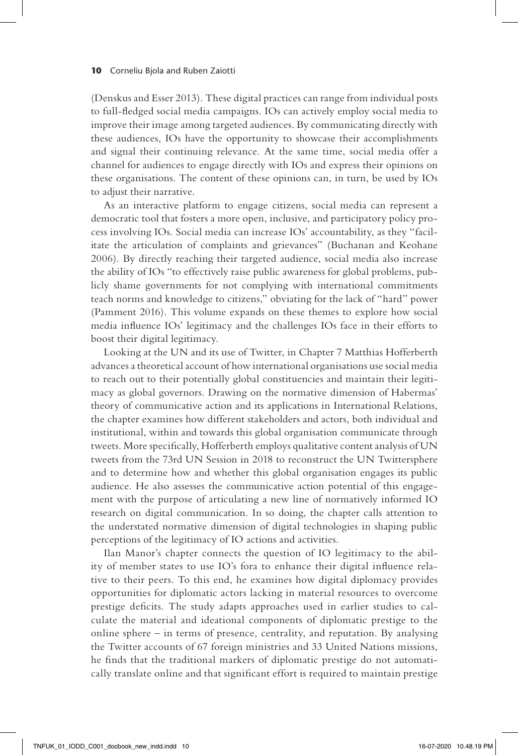(Denskus and Esser 2013). These digital practices can range from individual posts to full-fledged social media campaigns. IOs can actively employ social media to improve their image among targeted audiences. By communicating directly with these audiences, IOs have the opportunity to showcase their accomplishments and signal their continuing relevance. At the same time, social media offer a channel for audiences to engage directly with IOs and express their opinions on these organisations. The content of these opinions can, in turn, be used by IOs to adjust their narrative.

As an interactive platform to engage citizens, social media can represent a democratic tool that fosters a more open, inclusive, and participatory policy process involving IOs. Social media can increase IOs' accountability, as they "facilitate the articulation of complaints and grievances" (Buchanan and Keohane 2006). By directly reaching their targeted audience, social media also increase the ability of IOs "to effectively raise public awareness for global problems, publicly shame governments for not complying with international commitments teach norms and knowledge to citizens," obviating for the lack of "hard" power (Pamment 2016). This volume expands on these themes to explore how social media influence IOs' legitimacy and the challenges IOs face in their efforts to boost their digital legitimacy.

Looking at the UN and its use of Twitter, in Chapter 7 Matthias Hofferberth advances a theoretical account of how international organisations use social media to reach out to their potentially global constituencies and maintain their legitimacy as global governors. Drawing on the normative dimension of Habermas' theory of communicative action and its applications in International Relations, the chapter examines how different stakeholders and actors, both individual and institutional, within and towards this global organisation communicate through tweets. More specifically, Hofferberth employs qualitative content analysis of UN tweets from the 73rd UN Session in 2018 to reconstruct the UN Twittersphere and to determine how and whether this global organisation engages its public audience. He also assesses the communicative action potential of this engagement with the purpose of articulating a new line of normatively informed IO research on digital communication. In so doing, the chapter calls attention to the understated normative dimension of digital technologies in shaping public perceptions of the legitimacy of IO actions and activities.

Ilan Manor's chapter connects the question of IO legitimacy to the ability of member states to use IO's fora to enhance their digital influence relative to their peers. To this end, he examines how digital diplomacy provides opportunities for diplomatic actors lacking in material resources to overcome prestige deficits. The study adapts approaches used in earlier studies to calculate the material and ideational components of diplomatic prestige to the online sphere – in terms of presence, centrality, and reputation. By analysing the Twitter accounts of 67 foreign ministries and 33 United Nations missions, he finds that the traditional markers of diplomatic prestige do not automatically translate online and that significant effort is required to maintain prestige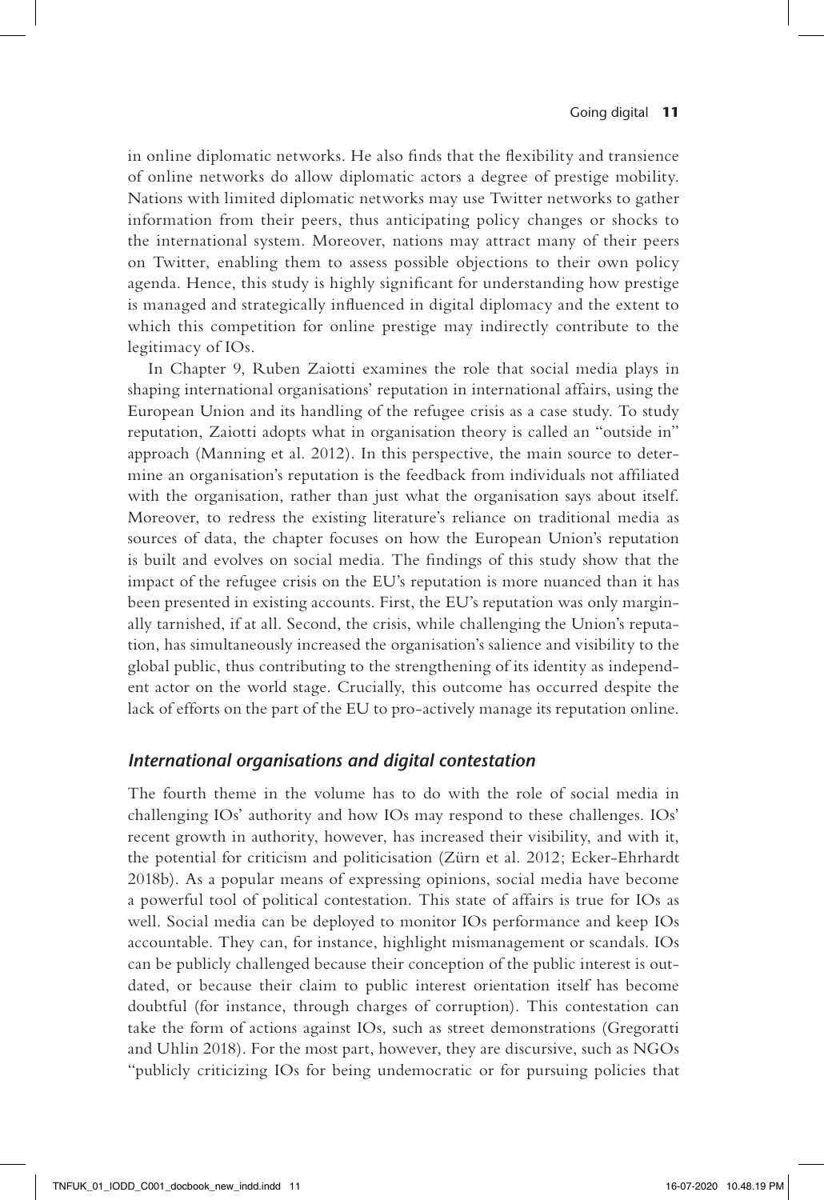in online diplomatic networks. He also finds that the flexibility and transience of online networks do allow diplomatic actors a degree of prestige mobility. Nations with limited diplomatic networks may use Twitter networks to gather information from their peers, thus anticipating policy changes or shocks to the international system. Moreover, nations may attract many of their peers on Twitter, enabling them to assess possible objections to their own policy agenda. Hence, this study is highly significant for understanding how prestige is managed and strategically influenced in digital diplomacy and the extent to which this competition for online prestige may indirectly contribute to the legitimacy of IOs.

In Chapter 9, Ruben Zaiotti examines the role that social media plays in shaping international organisations' reputation in international affairs, using the European Union and its handling of the refugee crisis as a case study. To study reputation, Zaiotti adopts what in organisation theory is called an "outside in" approach (Manning et al. 2012). In this perspective, the main source to determine an organisation's reputation is the feedback from individuals not affiliated with the organisation, rather than just what the organisation says about itself. Moreover, to redress the existing literature's reliance on traditional media as sources of data, the chapter focuses on how the European Union's reputation is built and evolves on social media. The findings of this study show that the impact of the refugee crisis on the EU's reputation is more nuanced than it has been presented in existing accounts. First, the EU's reputation was only marginally tarnished, if at all. Second, the crisis, while challenging the Union's reputation, has simultaneously increased the organisation's salience and visibility to the global public, thus contributing to the strengthening of its identity as independent actor on the world stage. Crucially, this outcome has occurred despite the lack of efforts on the part of the EU to pro-actively manage its reputation online.

### *International organisations and digital contestation*

The fourth theme in the volume has to do with the role of social media in challenging IOs' authority and how IOs may respond to these challenges. IOs' recent growth in authority, however, has increased their visibility, and with it, the potential for criticism and politicisation (Zürn et al. 2012; Ecker-Ehrhardt 2018b). As a popular means of expressing opinions, social media have become a powerful tool of political contestation. This state of affairs is true for IOs as well. Social media can be deployed to monitor IOs performance and keep IOs accountable. They can, for instance, highlight mismanagement or scandals. IOs can be publicly challenged because their conception of the public interest is outdated, or because their claim to public interest orientation itself has become doubtful (for instance, through charges of corruption). This contestation can take the form of actions against IOs, such as street demonstrations (Gregoratti and Uhlin 2018). For the most part, however, they are discursive, such as NGOs "publicly criticizing IOs for being undemocratic or for pursuing policies that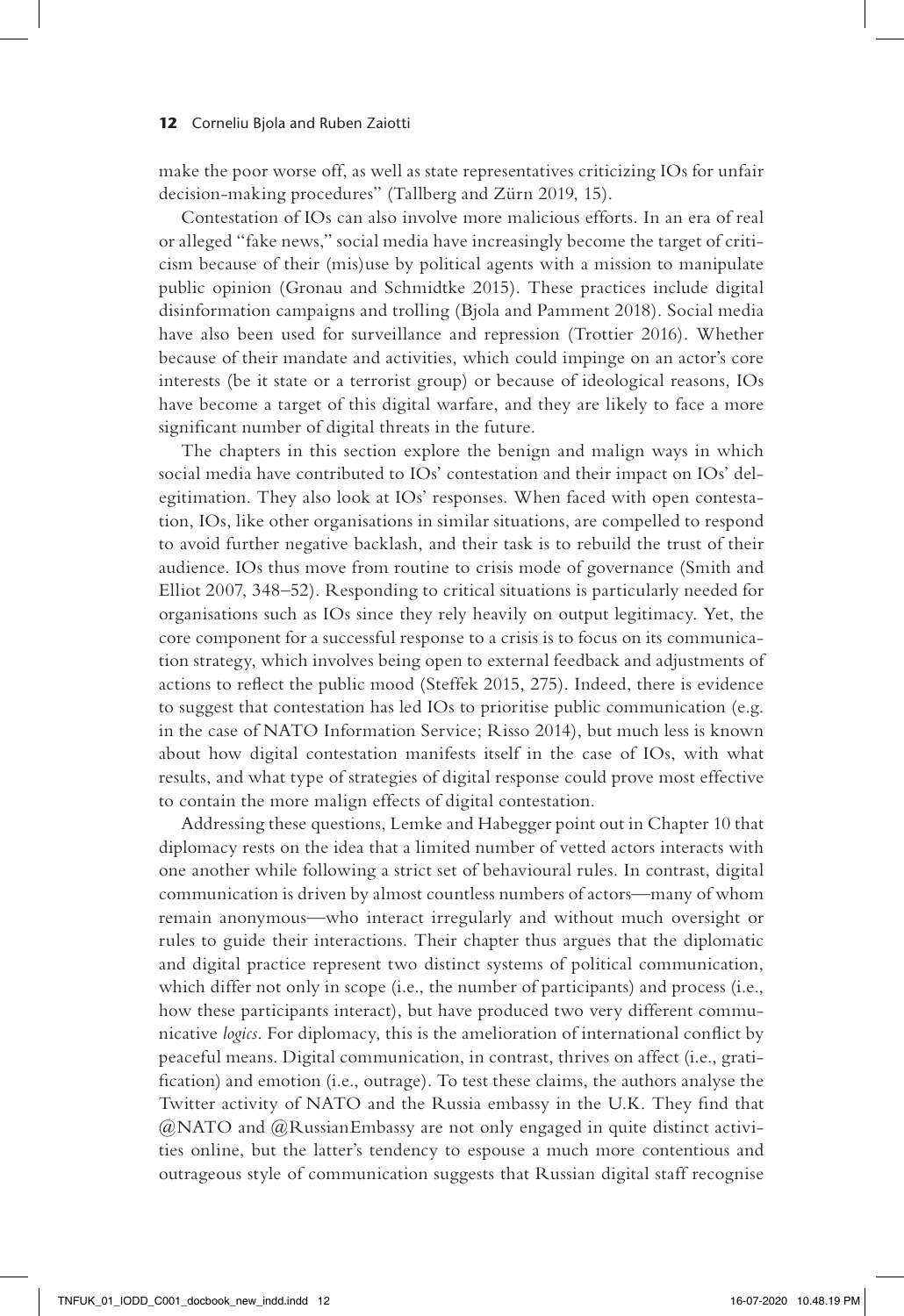make the poor worse off, as well as state representatives criticizing IOs for unfair decision-making procedures" (Tallberg and Zürn 2019, 15).

Contestation of IOs can also involve more malicious efforts. In an era of real or alleged "fake news," social media have increasingly become the target of criticism because of their (mis)use by political agents with a mission to manipulate public opinion (Gronau and Schmidtke 2015). These practices include digital disinformation campaigns and trolling (Bjola and Pamment 2018). Social media have also been used for surveillance and repression (Trottier 2016). Whether because of their mandate and activities, which could impinge on an actor's core interests (be it state or a terrorist group) or because of ideological reasons, IOs have become a target of this digital warfare, and they are likely to face a more significant number of digital threats in the future.

The chapters in this section explore the benign and malign ways in which social media have contributed to IOs' contestation and their impact on IOs' delegitimation. They also look at IOs' responses. When faced with open contestation, IOs, like other organisations in similar situations, are compelled to respond to avoid further negative backlash, and their task is to rebuild the trust of their audience. IOs thus move from routine to crisis mode of governance (Smith and Elliot 2007, 348–52). Responding to critical situations is particularly needed for organisations such as IOs since they rely heavily on output legitimacy. Yet, the core component for a successful response to a crisis is to focus on its communication strategy, which involves being open to external feedback and adjustments of actions to reflect the public mood (Steffek 2015, 275). Indeed, there is evidence to suggest that contestation has led IOs to prioritise public communication (e.g. in the case of NATO Information Service; Risso 2014), but much less is known about how digital contestation manifests itself in the case of IOs, with what results, and what type of strategies of digital response could prove most effective to contain the more malign effects of digital contestation.

Addressing these questions, Lemke and Habegger point out in Chapter 10 that diplomacy rests on the idea that a limited number of vetted actors interacts with one another while following a strict set of behavioural rules. In contrast, digital communication is driven by almost countless numbers of actors—many of whom remain anonymous—who interact irregularly and without much oversight or rules to guide their interactions. Their chapter thus argues that the diplomatic and digital practice represent two distinct systems of political communication, which differ not only in scope (i.e., the number of participants) and process (i.e., how these participants interact), but have produced two very different communicative *logics*. For diplomacy, this is the amelioration of international conflict by peaceful means. Digital communication, in contrast, thrives on affect (i.e., gratification) and emotion (i.e., outrage). To test these claims, the authors analyse the Twitter activity of NATO and the Russia embassy in the U.K. They find that @NATO and @RussianEmbassy are not only engaged in quite distinct activities online, but the latter's tendency to espouse a much more contentious and outrageous style of communication suggests that Russian digital staff recognise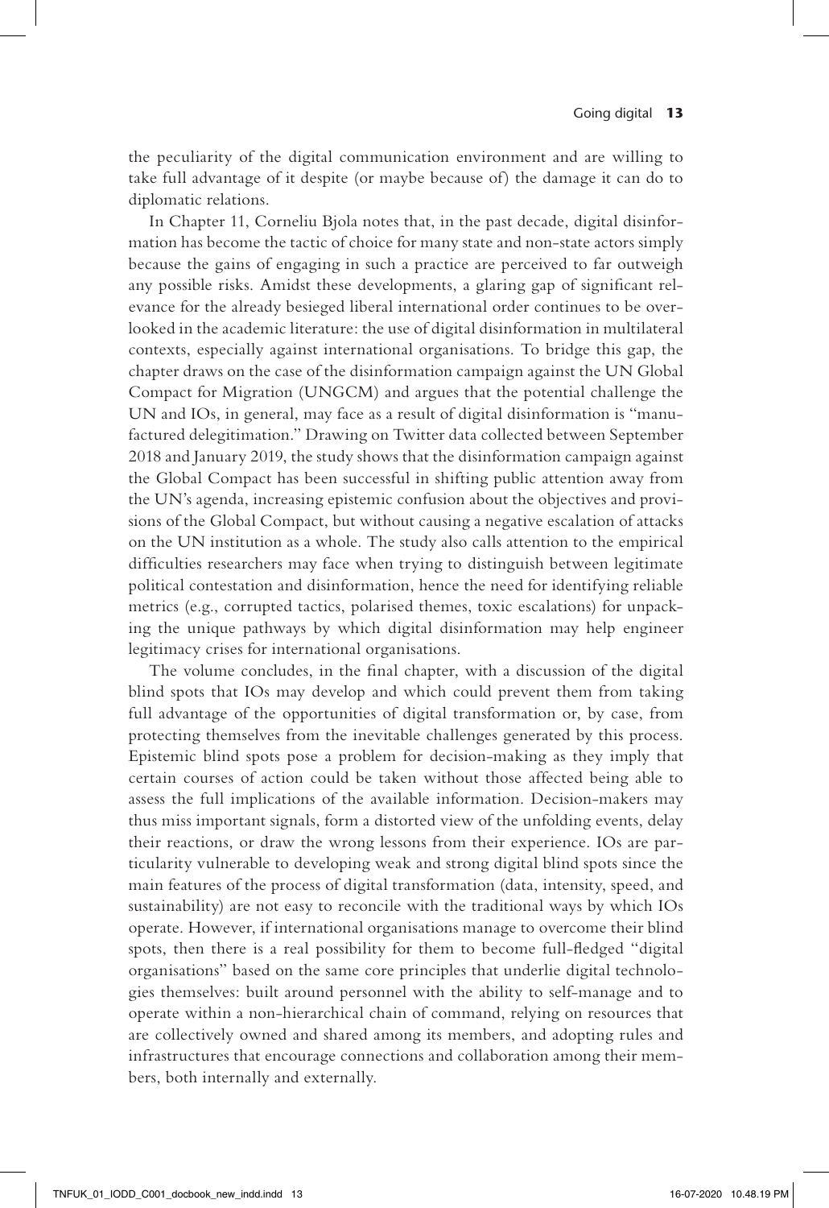the peculiarity of the digital communication environment and are willing to take full advantage of it despite (or maybe because of) the damage it can do to diplomatic relations.

In Chapter 11, Corneliu Bjola notes that, in the past decade, digital disinformation has become the tactic of choice for many state and non-state actors simply because the gains of engaging in such a practice are perceived to far outweigh any possible risks. Amidst these developments, a glaring gap of significant relevance for the already besieged liberal international order continues to be overlooked in the academic literature: the use of digital disinformation in multilateral contexts, especially against international organisations. To bridge this gap, the chapter draws on the case of the disinformation campaign against the UN Global Compact for Migration (UNGCM) and argues that the potential challenge the UN and IOs, in general, may face as a result of digital disinformation is "manufactured delegitimation." Drawing on Twitter data collected between September 2018 and January 2019, the study shows that the disinformation campaign against the Global Compact has been successful in shifting public attention away from the UN's agenda, increasing epistemic confusion about the objectives and provisions of the Global Compact, but without causing a negative escalation of attacks on the UN institution as a whole. The study also calls attention to the empirical difficulties researchers may face when trying to distinguish between legitimate political contestation and disinformation, hence the need for identifying reliable metrics (e.g., corrupted tactics, polarised themes, toxic escalations) for unpacking the unique pathways by which digital disinformation may help engineer legitimacy crises for international organisations.

The volume concludes, in the final chapter, with a discussion of the digital blind spots that IOs may develop and which could prevent them from taking full advantage of the opportunities of digital transformation or, by case, from protecting themselves from the inevitable challenges generated by this process. Epistemic blind spots pose a problem for decision-making as they imply that certain courses of action could be taken without those affected being able to assess the full implications of the available information. Decision-makers may thus miss important signals, form a distorted view of the unfolding events, delay their reactions, or draw the wrong lessons from their experience. IOs are particularity vulnerable to developing weak and strong digital blind spots since the main features of the process of digital transformation (data, intensity, speed, and sustainability) are not easy to reconcile with the traditional ways by which IOs operate. However, if international organisations manage to overcome their blind spots, then there is a real possibility for them to become full-fledged "digital organisations" based on the same core principles that underlie digital technologies themselves: built around personnel with the ability to self-manage and to operate within a non-hierarchical chain of command, relying on resources that are collectively owned and shared among its members, and adopting rules and infrastructures that encourage connections and collaboration among their members, both internally and externally.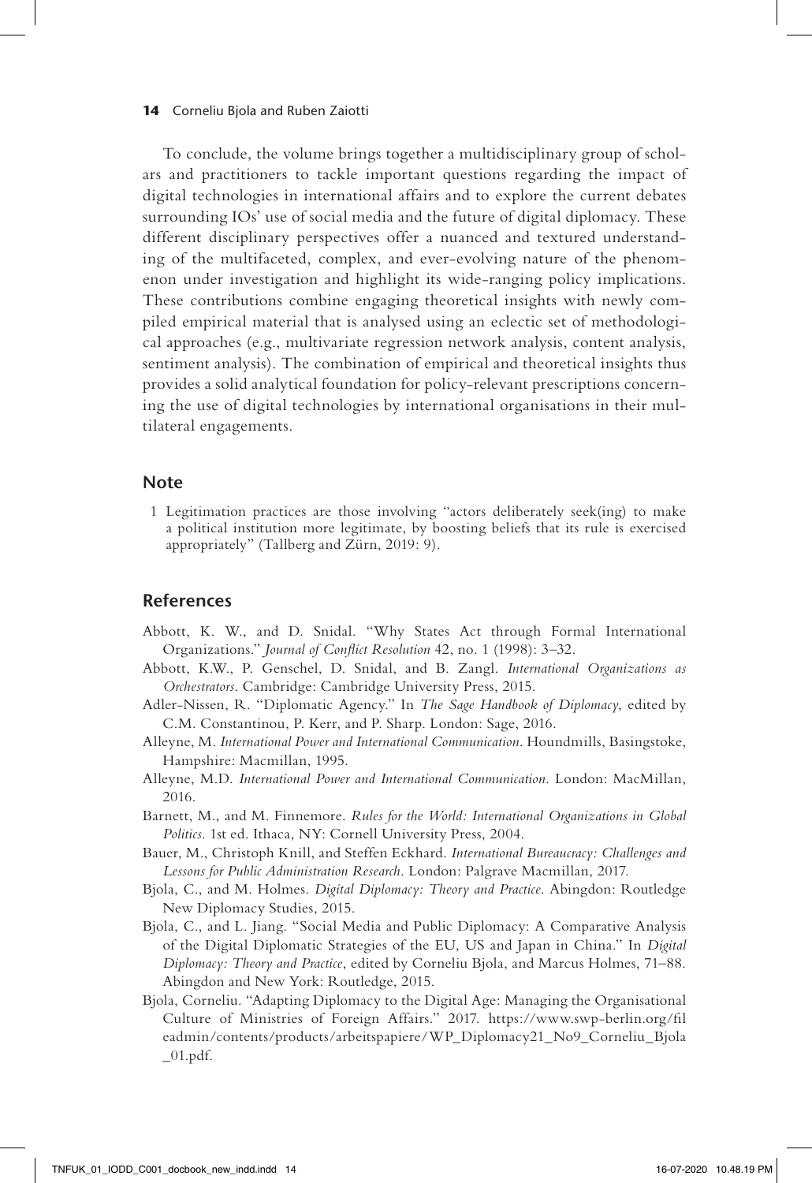To conclude, the volume brings together a multidisciplinary group of scholars and practitioners to tackle important questions regarding the impact of digital technologies in international affairs and to explore the current debates surrounding IOs' use of social media and the future of digital diplomacy. These different disciplinary perspectives offer a nuanced and textured understanding of the multifaceted, complex, and ever-evolving nature of the phenomenon under investigation and highlight its wide-ranging policy implications. These contributions combine engaging theoretical insights with newly compiled empirical material that is analysed using an eclectic set of methodological approaches (e.g., multivariate regression network analysis, content analysis, sentiment analysis). The combination of empirical and theoretical insights thus provides a solid analytical foundation for policy-relevant prescriptions concerning the use of digital technologies by international organisations in their multilateral engagements.

## Note

1 Legitimation practices are those involving "actors deliberately seek(ing) to make a political institution more legitimate, by boosting beliefs that its rule is exercised appropriately" (Tallberg and Zürn, 2019: 9).

## References

Abbott, K. W., and D. Snidal. "Why States Act through Formal International Organizations." *Journal of Conflict Resolution* 42, no. 1 (1998): 3–32.

Abbott, K.W., P. Genschel, D. Snidal, and B. Zangl. *International Organizations as Orchestrators*. Cambridge: Cambridge University Press, 2015.

Adler-Nissen, R. "Diplomatic Agency." In *The Sage Handbook of Diplomacy*, edited by C.M. Constantinou, P. Kerr, and P. Sharp. London: Sage, 2016.

Alleyne, M. *International Power and International Communication*. Houndmills, Basingstoke, Hampshire: Macmillan, 1995.

Alleyne, M.D. *International Power and International Communication*. London: MacMillan, 2016.

Barnett, M., and M. Finnemore. *Rules for the World: International Organizations in Global Politics*. 1st ed. Ithaca, NY: Cornell University Press, 2004.

Bauer, M., Christoph Knill, and Steffen Eckhard. *International Bureaucracy: Challenges and Lessons for Public Administration Research*. London: Palgrave Macmillan, 2017.

Bjola, C., and M. Holmes. *Digital Diplomacy: Theory and Practice*. Abingdon: Routledge New Diplomacy Studies, 2015.

Bjola, C., and L. Jiang. "Social Media and Public Diplomacy: A Comparative Analysis of the Digital Diplomatic Strategies of the EU, US and Japan in China." In *Digital Diplomacy: Theory and Practice*, edited by Corneliu Bjola, and Marcus Holmes, 71–88. Abingdon and New York: Routledge, 2015.

Bjola, Corneliu. "Adapting Diplomacy to the Digital Age: Managing the Organisational Culture of Ministries of Foreign Affairs." 2017. https://www.swp-berlin.org/fileadmin/contents/products/arbeitspapiere/WP_Diplomacy21_No9_Corneliu_Bjola_01.pdf.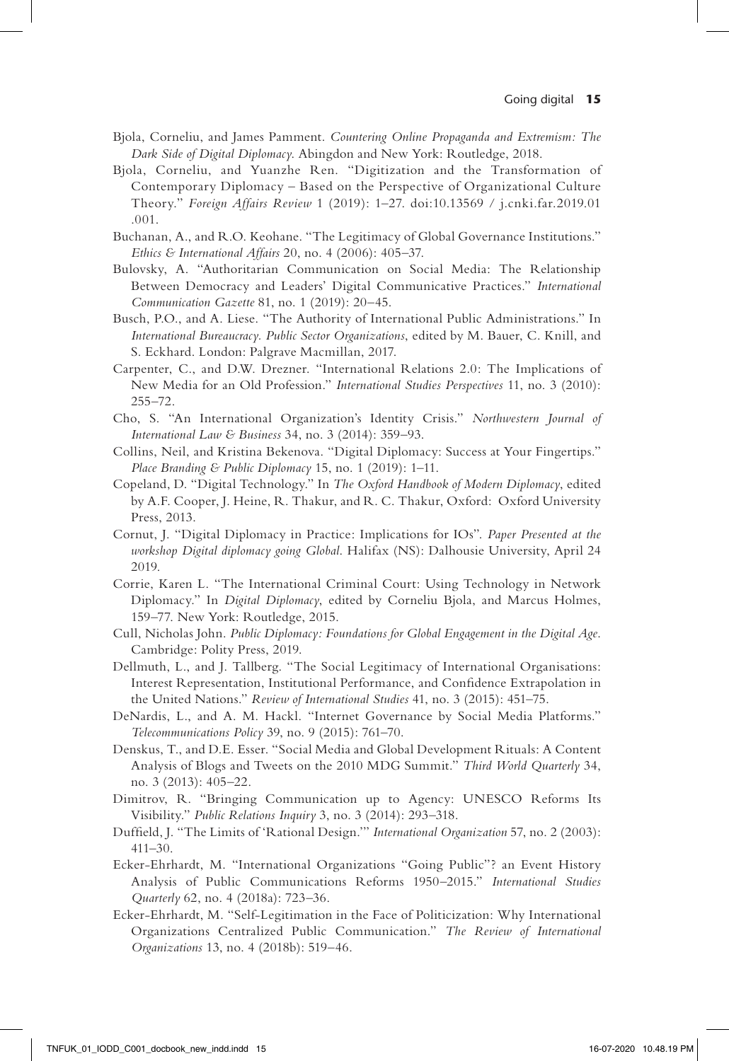Bjola, Corneliu, and James Pamment. *Countering Online Propaganda and Extremism: The Dark Side of Digital Diplomacy*. Abingdon and New York: Routledge, 2018.

Bjola, Corneliu, and Yuanzhe Ren. "Digitization and the Transformation of Contemporary Diplomacy – Based on the Perspective of Organizational Culture Theory." *Foreign Affairs Review* 1 (2019): 1–27. doi:10.13569 / j.cnki.far.2019.01.001.

Buchanan, A., and R.O. Keohane. "The Legitimacy of Global Governance Institutions." *Ethics & International Affairs* 20, no. 4 (2006): 405–37.

Bulovsky, A. "Authoritarian Communication on Social Media: The Relationship Between Democracy and Leaders' Digital Communicative Practices." *International Communication Gazette* 81, no. 1 (2019): 20–45.

Busch, P.O., and A. Liese. "The Authority of International Public Administrations." In *International Bureaucracy. Public Sector Organizations*, edited by M. Bauer, C. Knill, and S. Eckhard. London: Palgrave Macmillan, 2017.

Carpenter, C., and D.W. Drezner. "International Relations 2.0: The Implications of New Media for an Old Profession." *International Studies Perspectives* 11, no. 3 (2010): 255–72.

Cho, S. "An International Organization's Identity Crisis." *Northwestern Journal of International Law & Business* 34, no. 3 (2014): 359–93.

Collins, Neil, and Kristina Bekenova. "Digital Diplomacy: Success at Your Fingertips." *Place Branding & Public Diplomacy* 15, no. 1 (2019): 1–11.

Copeland, D. "Digital Technology." In *The Oxford Handbook of Modern Diplomacy*, edited by A.F. Cooper, J. Heine, R. Thakur, and R. C. Thakur, Oxford: Oxford University Press, 2013.

Cornut, J. "Digital Diplomacy in Practice: Implications for IOs". *Paper Presented at the workshop Digital diplomacy going Global*. Halifax (NS): Dalhousie University, April 24 2019.

Corrie, Karen L. "The International Criminal Court: Using Technology in Network Diplomacy." In *Digital Diplomacy*, edited by Corneliu Bjola, and Marcus Holmes, 159–77. New York: Routledge, 2015.

Cull, Nicholas John. *Public Diplomacy: Foundations for Global Engagement in the Digital Age*. Cambridge: Polity Press, 2019.

Dellmuth, L., and J. Tallberg. "The Social Legitimacy of International Organisations: Interest Representation, Institutional Performance, and Confidence Extrapolation in the United Nations." *Review of International Studies* 41, no. 3 (2015): 451–75.

DeNardis, L., and A. M. Hackl. "Internet Governance by Social Media Platforms." *Telecommunications Policy* 39, no. 9 (2015): 761–70.

Denskus, T., and D.E. Esser. "Social Media and Global Development Rituals: A Content Analysis of Blogs and Tweets on the 2010 MDG Summit." *Third World Quarterly* 34, no. 3 (2013): 405–22.

Dimitrov, R. "Bringing Communication up to Agency: UNESCO Reforms Its Visibility." *Public Relations Inquiry* 3, no. 3 (2014): 293–318.

Duffield, J. "The Limits of 'Rational Design.'" *International Organization* 57, no. 2 (2003): 411–30.

Ecker-Ehrhardt, M. "International Organizations "Going Public"? an Event History Analysis of Public Communications Reforms 1950–2015." *International Studies Quarterly* 62, no. 4 (2018a): 723–36.

Ecker-Ehrhardt, M. "Self-Legitimation in the Face of Politicization: Why International Organizations Centralized Public Communication." *The Review of International Organizations* 13, no. 4 (2018b): 519–46.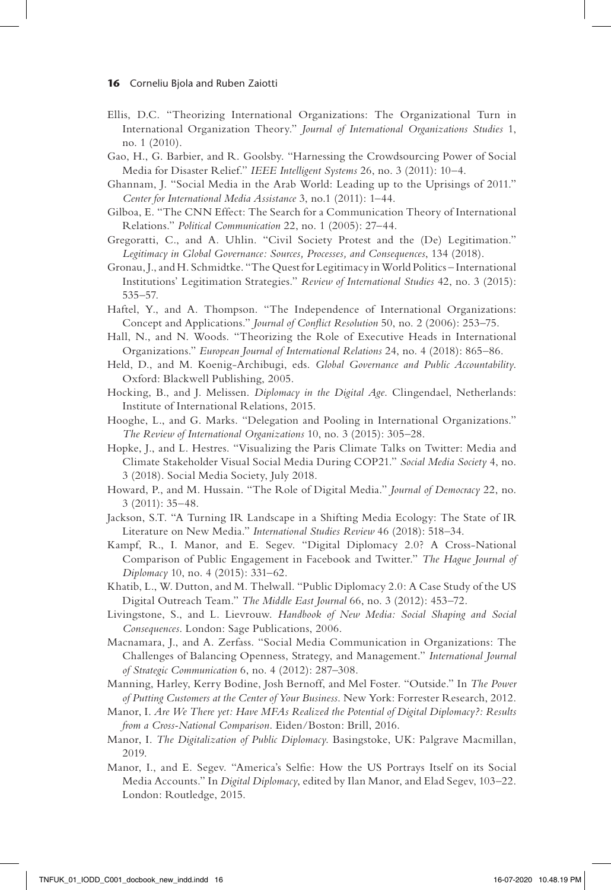Ellis, D.C. "Theorizing International Organizations: The Organizational Turn in International Organization Theory." *Journal of International Organizations Studies* 1, no. 1 (2010).

Gao, H., G. Barbier, and R. Goolsby. "Harnessing the Crowdsourcing Power of Social Media for Disaster Relief." *IEEE Intelligent Systems* 26, no. 3 (2011): 10–4.

Ghannam, J. "Social Media in the Arab World: Leading up to the Uprisings of 2011." *Center for International Media Assistance* 3, no.1 (2011): 1–44.

Gilboa, E. "The CNN Effect: The Search for a Communication Theory of International Relations." *Political Communication* 22, no. 1 (2005): 27–44.

Gregoratti, C., and A. Uhlin. "Civil Society Protest and the (De) Legitimation." *Legitimacy in Global Governance: Sources, Processes, and Consequences*, 134 (2018).

Gronau, J., and H. Schmidtke. "The Quest for Legitimacy in World Politics – International Institutions' Legitimation Strategies." *Review of International Studies* 42, no. 3 (2015): 535–57.

Haftel, Y., and A. Thompson. "The Independence of International Organizations: Concept and Applications." *Journal of Conflict Resolution* 50, no. 2 (2006): 253–75.

Hall, N., and N. Woods. "Theorizing the Role of Executive Heads in International Organizations." *European Journal of International Relations* 24, no. 4 (2018): 865–86.

Held, D., and M. Koenig-Archibugi, eds. *Global Governance and Public Accountability*. Oxford: Blackwell Publishing, 2005.

Hocking, B., and J. Melissen. *Diplomacy in the Digital Age*. Clingendael, Netherlands: Institute of International Relations, 2015.

Hooghe, L., and G. Marks. "Delegation and Pooling in International Organizations." *The Review of International Organizations* 10, no. 3 (2015): 305–28.

Hopke, J., and L. Hestres. "Visualizing the Paris Climate Talks on Twitter: Media and Climate Stakeholder Visual Social Media During COP21." *Social Media Society* 4, no. 3 (2018). Social Media Society, July 2018.

Howard, P., and M. Hussain. "The Role of Digital Media." *Journal of Democracy* 22, no. 3 (2011): 35–48.

Jackson, S.T. "A Turning IR Landscape in a Shifting Media Ecology: The State of IR Literature on New Media." *International Studies Review* 46 (2018): 518–34.

Kampf, R., I. Manor, and E. Segev. "Digital Diplomacy 2.0? A Cross-National Comparison of Public Engagement in Facebook and Twitter." *The Hague Journal of Diplomacy* 10, no. 4 (2015): 331–62.

Khatib, L., W. Dutton, and M. Thelwall. "Public Diplomacy 2.0: A Case Study of the US Digital Outreach Team." *The Middle East Journal* 66, no. 3 (2012): 453–72.

Livingstone, S., and L. Lievrouw. *Handbook of New Media: Social Shaping and Social Consequences*. London: Sage Publications, 2006.

Macnamara, J., and A. Zerfass. "Social Media Communication in Organizations: The Challenges of Balancing Openness, Strategy, and Management." *International Journal of Strategic Communication* 6, no. 4 (2012): 287–308.

Manning, Harley, Kerry Bodine, Josh Bernoff, and Mel Foster. "Outside." In *The Power of Putting Customers at the Center of Your Business*. New York: Forrester Research, 2012.

Manor, I. *Are We There yet: Have MFAs Realized the Potential of Digital Diplomacy?: Results from a Cross-National Comparison*. Eiden/Boston: Brill, 2016.

Manor, I. *The Digitalization of Public Diplomacy*. Basingstoke, UK: Palgrave Macmillan, 2019.

Manor, I., and E. Segev. "America's Selfie: How the US Portrays Itself on its Social Media Accounts." In *Digital Diplomacy*, edited by Ilan Manor, and Elad Segev, 103–22. London: Routledge, 2015.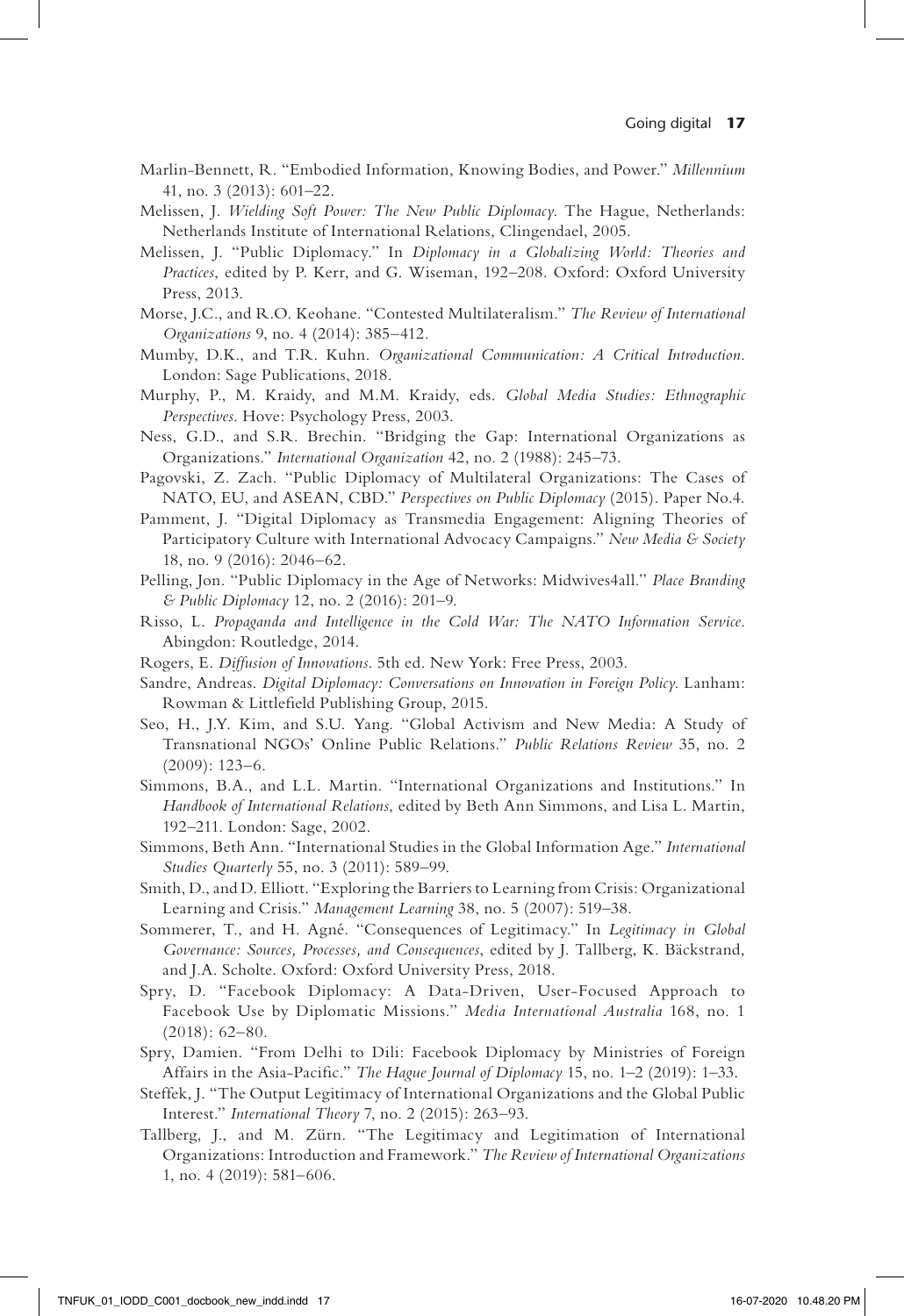Marlin-Bennett, R. "Embodied Information, Knowing Bodies, and Power." *Millennium* 41, no. 3 (2013): 601–22.

Melissen, J. *Wielding Soft Power: The New Public Diplomacy*. The Hague, Netherlands: Netherlands Institute of International Relations, Clingendael, 2005.

Melissen, J. "Public Diplomacy." In *Diplomacy in a Globalizing World: Theories and Practices*, edited by P. Kerr, and G. Wiseman, 192–208. Oxford: Oxford University Press, 2013.

Morse, J.C., and R.O. Keohane. "Contested Multilateralism." *The Review of International Organizations* 9, no. 4 (2014): 385–412.

Mumby, D.K., and T.R. Kuhn. *Organizational Communication: A Critical Introduction*. London: Sage Publications, 2018.

Murphy, P., M. Kraidy, and M.M. Kraidy, eds. *Global Media Studies: Ethnographic Perspectives*. Hove: Psychology Press, 2003.

Ness, G.D., and S.R. Brechin. "Bridging the Gap: International Organizations as Organizations." *International Organization* 42, no. 2 (1988): 245–73.

Pagovski, Z. Zach. "Public Diplomacy of Multilateral Organizations: The Cases of NATO, EU, and ASEAN, CBD." *Perspectives on Public Diplomacy* (2015). Paper No.4.

Pamment, J. "Digital Diplomacy as Transmedia Engagement: Aligning Theories of Participatory Culture with International Advocacy Campaigns." *New Media & Society* 18, no. 9 (2016): 2046–62.

Pelling, Jon. "Public Diplomacy in the Age of Networks: Midwives4all." *Place Branding & Public Diplomacy* 12, no. 2 (2016): 201–9.

Risso, L. *Propaganda and Intelligence in the Cold War: The NATO Information Service*. Abingdon: Routledge, 2014.

Rogers, E. *Diffusion of Innovations*. 5th ed. New York: Free Press, 2003.

Sandre, Andreas. *Digital Diplomacy: Conversations on Innovation in Foreign Policy*. Lanham: Rowman & Littlefield Publishing Group, 2015.

Seo, H., J.Y. Kim, and S.U. Yang. "Global Activism and New Media: A Study of Transnational NGOs' Online Public Relations." *Public Relations Review* 35, no. 2 (2009): 123–6.

Simmons, B.A., and L.L. Martin. "International Organizations and Institutions." In *Handbook of International Relations*, edited by Beth Ann Simmons, and Lisa L. Martin, 192–211. London: Sage, 2002.

Simmons, Beth Ann. "International Studies in the Global Information Age." *International Studies Quarterly* 55, no. 3 (2011): 589–99.

Smith, D., and D. Elliott. "Exploring the Barriers to Learning from Crisis: Organizational Learning and Crisis." *Management Learning* 38, no. 5 (2007): 519–38.

Sommerer, T., and H. Agné. "Consequences of Legitimacy." In *Legitimacy in Global Governance: Sources, Processes, and Consequences*, edited by J. Tallberg, K. Bäckstrand, and J.A. Scholte. Oxford: Oxford University Press, 2018.

Spry, D. "Facebook Diplomacy: A Data-Driven, User-Focused Approach to Facebook Use by Diplomatic Missions." *Media International Australia* 168, no. 1 (2018): 62–80.

Spry, Damien. "From Delhi to Dili: Facebook Diplomacy by Ministries of Foreign Affairs in the Asia-Pacific." *The Hague Journal of Diplomacy* 15, no. 1–2 (2019): 1–33.

Steffek, J. "The Output Legitimacy of International Organizations and the Global Public Interest." *International Theory* 7, no. 2 (2015): 263–93.

Tallberg, J., and M. Zürn. "The Legitimacy and Legitimation of International Organizations: Introduction and Framework." *The Review of International Organizations* 1, no. 4 (2019): 581–606.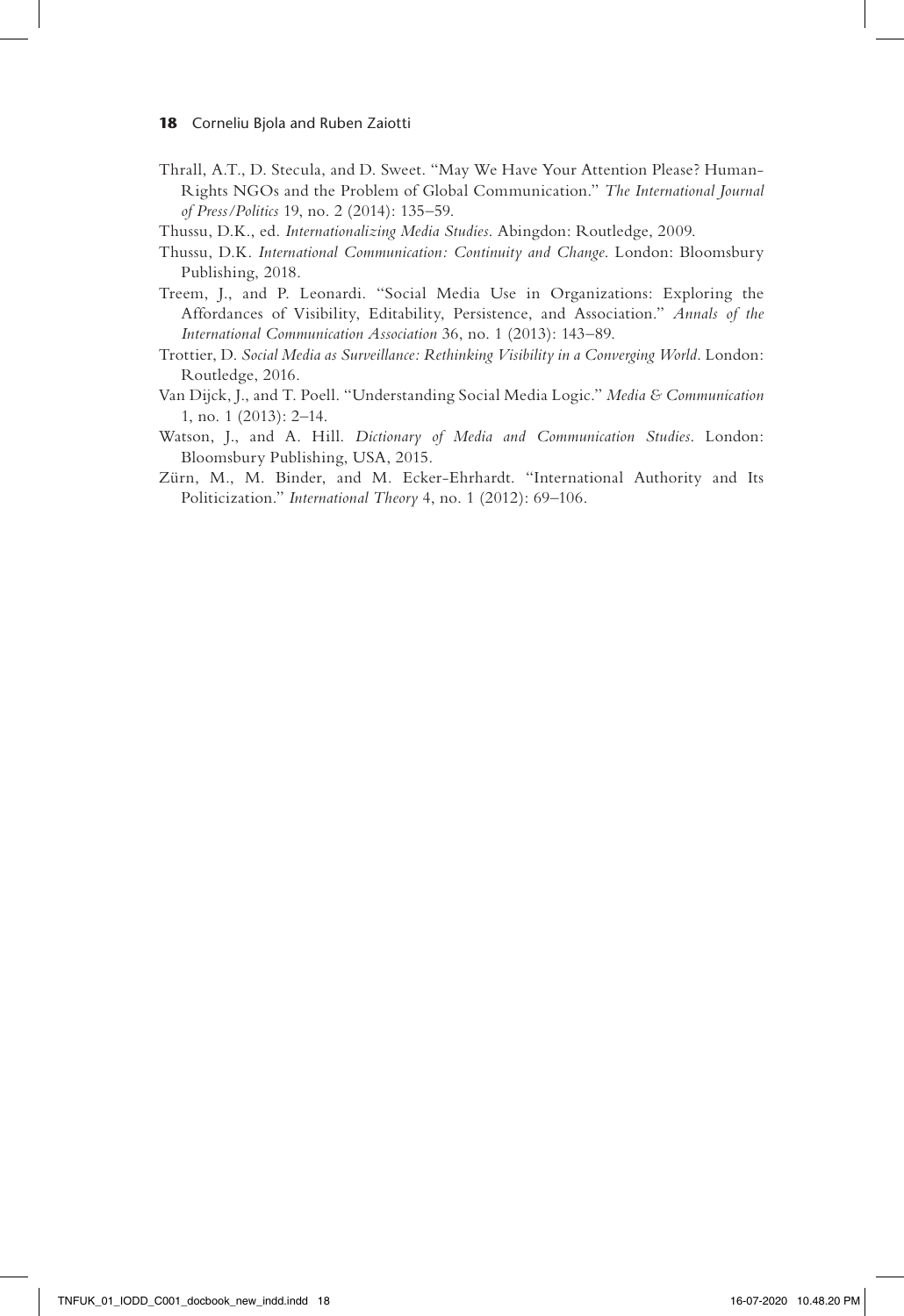Thrall, A.T., D. Stecula, and D. Sweet. "May We Have Your Attention Please? Human-Rights NGOs and the Problem of Global Communication." *The International Journal of Press/Politics* 19, no. 2 (2014): 135–59.

Thussu, D.K., ed. *Internationalizing Media Studies*. Abingdon: Routledge, 2009.

Thussu, D.K. *International Communication: Continuity and Change*. London: Bloomsbury Publishing, 2018.

Treem, J., and P. Leonardi. "Social Media Use in Organizations: Exploring the Affordances of Visibility, Editability, Persistence, and Association." *Annals of the International Communication Association* 36, no. 1 (2013): 143–89.

Trottier, D. *Social Media as Surveillance: Rethinking Visibility in a Converging World*. London: Routledge, 2016.

Van Dijck, J., and T. Poell. "Understanding Social Media Logic." *Media & Communication* 1, no. 1 (2013): 2–14.

Watson, J., and A. Hill. *Dictionary of Media and Communication Studies*. London: Bloomsbury Publishing, USA, 2015.

Zürn, M., M. Binder, and M. Ecker-Ehrhardt. "International Authority and Its Politicization." *International Theory* 4, no. 1 (2012): 69–106.